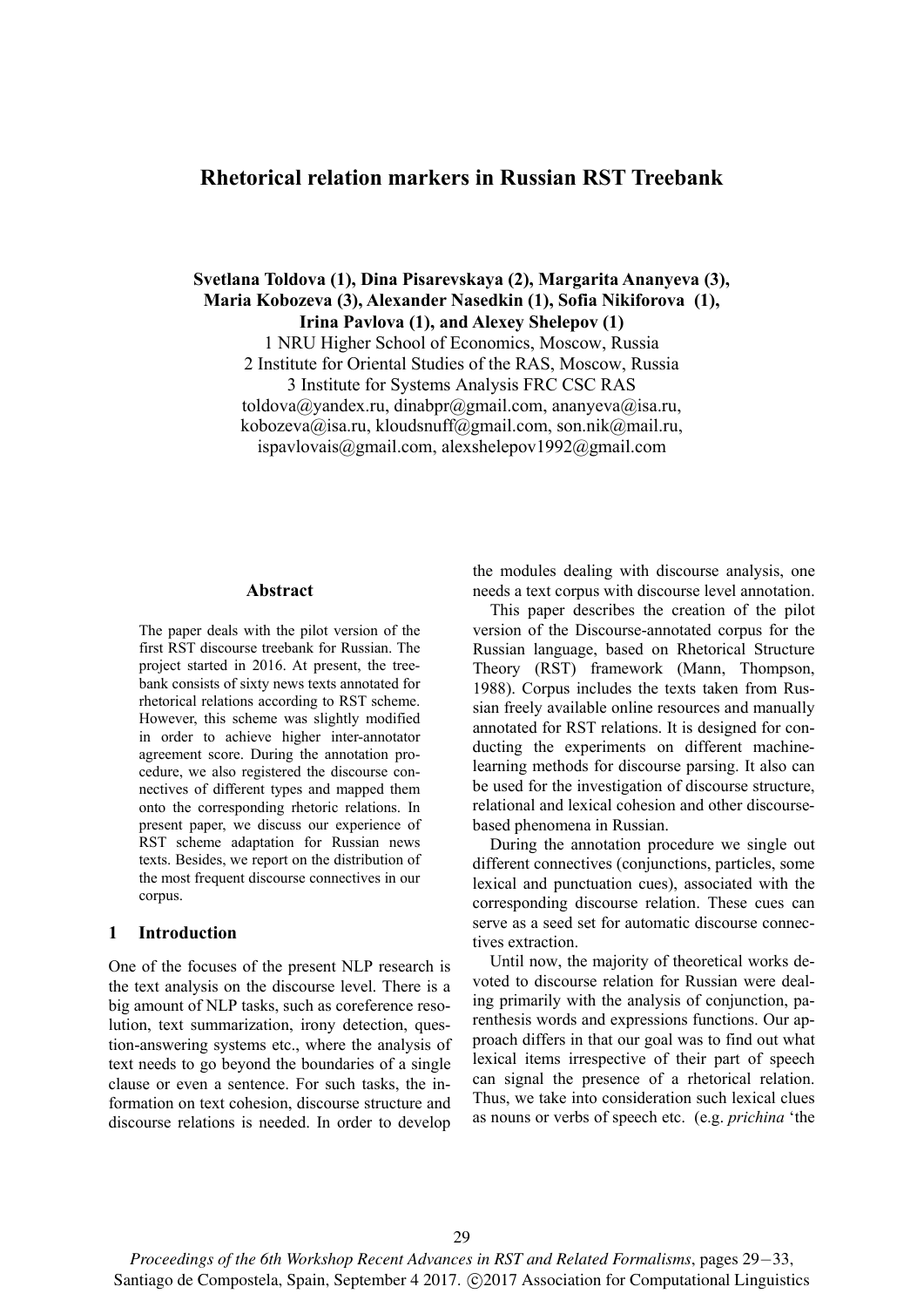# Rhetorical relation markers in Russian RST Treebank

**Svetlana Toldova (1), Dina Pisarevskaya (2), Margarita Ananyeva (3), Maria Kobozeva (3), Alexander Nasedkin (1), Sofia Nikiforova (1), Irina Pavlova (1), and Alexey Shelepov (1)**

1 NRU Higher School of Economics, Moscow, Russia
2 Institute for Oriental Studies of the RAS, Moscow, Russia
3 Institute for Systems Analysis FRC CSC RAS
toldova@yandex.ru, dinabpr@gmail.com, ananyeva@isa.ru, kobozeva@isa.ru, kloudsnuff@gmail.com, son.nik@mail.ru, ispavlovais@gmail.com, alexshelepov1992@gmail.com

## Abstract

The paper deals with the pilot version of the first RST discourse treebank for Russian. The project started in 2016. At present, the treebank consists of sixty news texts annotated for rhetorical relations according to RST scheme. However, this scheme was slightly modified in order to achieve higher inter-annotator agreement score. During the annotation procedure, we also registered the discourse connectives of different types and mapped them onto the corresponding rhetoric relations. In present paper, we discuss our experience of RST scheme adaptation for Russian news texts. Besides, we report on the distribution of the most frequent discourse connectives in our corpus.

## 1 Introduction

One of the focuses of the present NLP research is the text analysis on the discourse level. There is a big amount of NLP tasks, such as coreference resolution, text summarization, irony detection, question-answering systems etc., where the analysis of text needs to go beyond the boundaries of a single clause or even a sentence. For such tasks, the information on text cohesion, discourse structure and discourse relations is needed. In order to develop the modules dealing with discourse analysis, one needs a text corpus with discourse level annotation.

This paper describes the creation of the pilot version of the Discourse-annotated corpus for the Russian language, based on Rhetorical Structure Theory (RST) framework (Mann, Thompson, 1988). Corpus includes the texts taken from Russian freely available online resources and manually annotated for RST relations. It is designed for conducting the experiments on different machine-learning methods for discourse parsing. It also can be used for the investigation of discourse structure, relational and lexical cohesion and other discourse-based phenomena in Russian.

During the annotation procedure we single out different connectives (conjunctions, particles, some lexical and punctuation cues), associated with the corresponding discourse relation. These cues can serve as a seed set for automatic discourse connectives extraction.

Until now, the majority of theoretical works devoted to discourse relation for Russian were dealing primarily with the analysis of conjunction, parenthesis words and expressions functions. Our approach differs in that our goal was to find out what lexical items irrespective of their part of speech can signal the presence of a rhetorical relation. Thus, we take into consideration such lexical clues as nouns or verbs of speech etc. (e.g. *prichina* 'the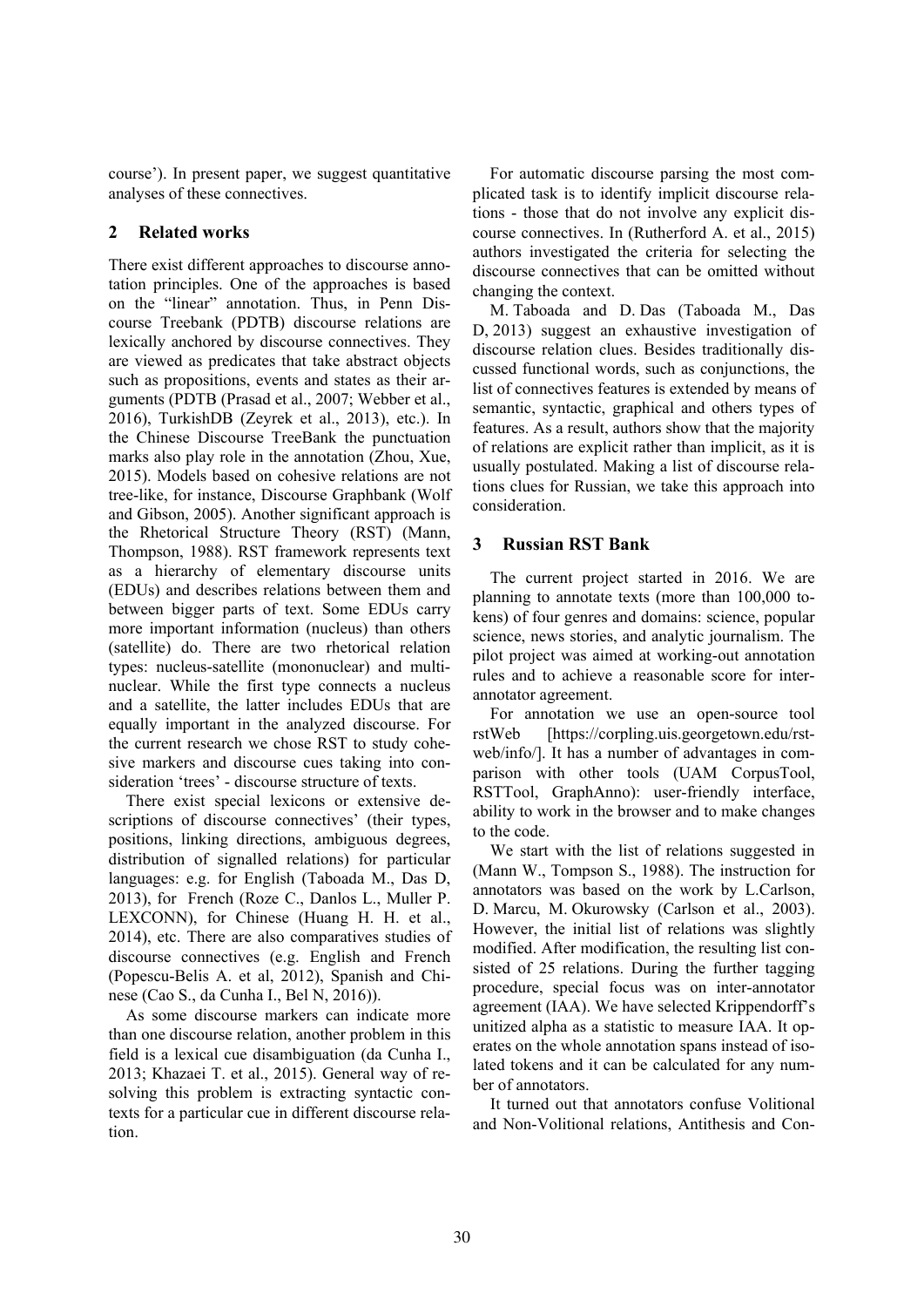course'). In present paper, we suggest quantitative analyses of these connectives.

## 2 Related works

There exist different approaches to discourse annotation principles. One of the approaches is based on the "linear" annotation. Thus, in Penn Discourse Treebank (PDTB) discourse relations are lexically anchored by discourse connectives. They are viewed as predicates that take abstract objects such as propositions, events and states as their arguments (PDTB (Prasad et al., 2007; Webber et al., 2016), TurkishDB (Zeyrek et al., 2013), etc.). In the Chinese Discourse TreeBank the punctuation marks also play role in the annotation (Zhou, Xue, 2015). Models based on cohesive relations are not tree-like, for instance, Discourse Graphbank (Wolf and Gibson, 2005). Another significant approach is the Rhetorical Structure Theory (RST) (Mann, Thompson, 1988). RST framework represents text as a hierarchy of elementary discourse units (EDUs) and describes relations between them and between bigger parts of text. Some EDUs carry more important information (nucleus) than others (satellite) do. There are two rhetorical relation types: nucleus-satellite (mononuclear) and multinuclear. While the first type connects a nucleus and a satellite, the latter includes EDUs that are equally important in the analyzed discourse. For the current research we chose RST to study cohesive markers and discourse cues taking into consideration 'trees' - discourse structure of texts.

There exist special lexicons or extensive descriptions of discourse connectives' (their types, positions, linking directions, ambiguous degrees, distribution of signalled relations) for particular languages: e.g. for English (Taboada M., Das D, 2013), for French (Roze C., Danlos L., Muller P. LEXCONN), for Chinese (Huang H. H. et al., 2014), etc. There are also comparatives studies of discourse connectives (e.g. English and French (Popescu-Belis A. et al, 2012), Spanish and Chinese (Cao S., da Cunha I., Bel N, 2016)).

As some discourse markers can indicate more than one discourse relation, another problem in this field is a lexical cue disambiguation (da Cunha I., 2013; Khazaei T. et al., 2015). General way of resolving this problem is extracting syntactic contexts for a particular cue in different discourse relation.

For automatic discourse parsing the most complicated task is to identify implicit discourse relations - those that do not involve any explicit discourse connectives. In (Rutherford A. et al., 2015) authors investigated the criteria for selecting the discourse connectives that can be omitted without changing the context.

M. Taboada and D. Das (Taboada M., Das D, 2013) suggest an exhaustive investigation of discourse relation clues. Besides traditionally discussed functional words, such as conjunctions, the list of connectives features is extended by means of semantic, syntactic, graphical and others types of features. As a result, authors show that the majority of relations are explicit rather than implicit, as it is usually postulated. Making a list of discourse relations clues for Russian, we take this approach into consideration.

## 3 Russian RST Bank

The current project started in 2016. We are planning to annotate texts (more than 100,000 tokens) of four genres and domains: science, popular science, news stories, and analytic journalism. The pilot project was aimed at working-out annotation rules and to achieve a reasonable score for inter-annotator agreement.

For annotation we use an open-source tool rstWeb [https://corpling.uis.georgetown.edu/rstweb/info/]. It has a number of advantages in comparison with other tools (UAM CorpusTool, RSTTool, GraphAnno): user-friendly interface, ability to work in the browser and to make changes to the code.

We start with the list of relations suggested in (Mann W., Tompson S., 1988). The instruction for annotators was based on the work by L.Carlson, D. Marcu, M. Okurowsky (Carlson et al., 2003). However, the initial list of relations was slightly modified. After modification, the resulting list consisted of 25 relations. During the further tagging procedure, special focus was on inter-annotator agreement (IAA). We have selected Krippendorff's unitized alpha as a statistic to measure IAA. It operates on the whole annotation spans instead of isolated tokens and it can be calculated for any number of annotators.

It turned out that annotators confuse Volitional and Non-Volitional relations, Antithesis and Con-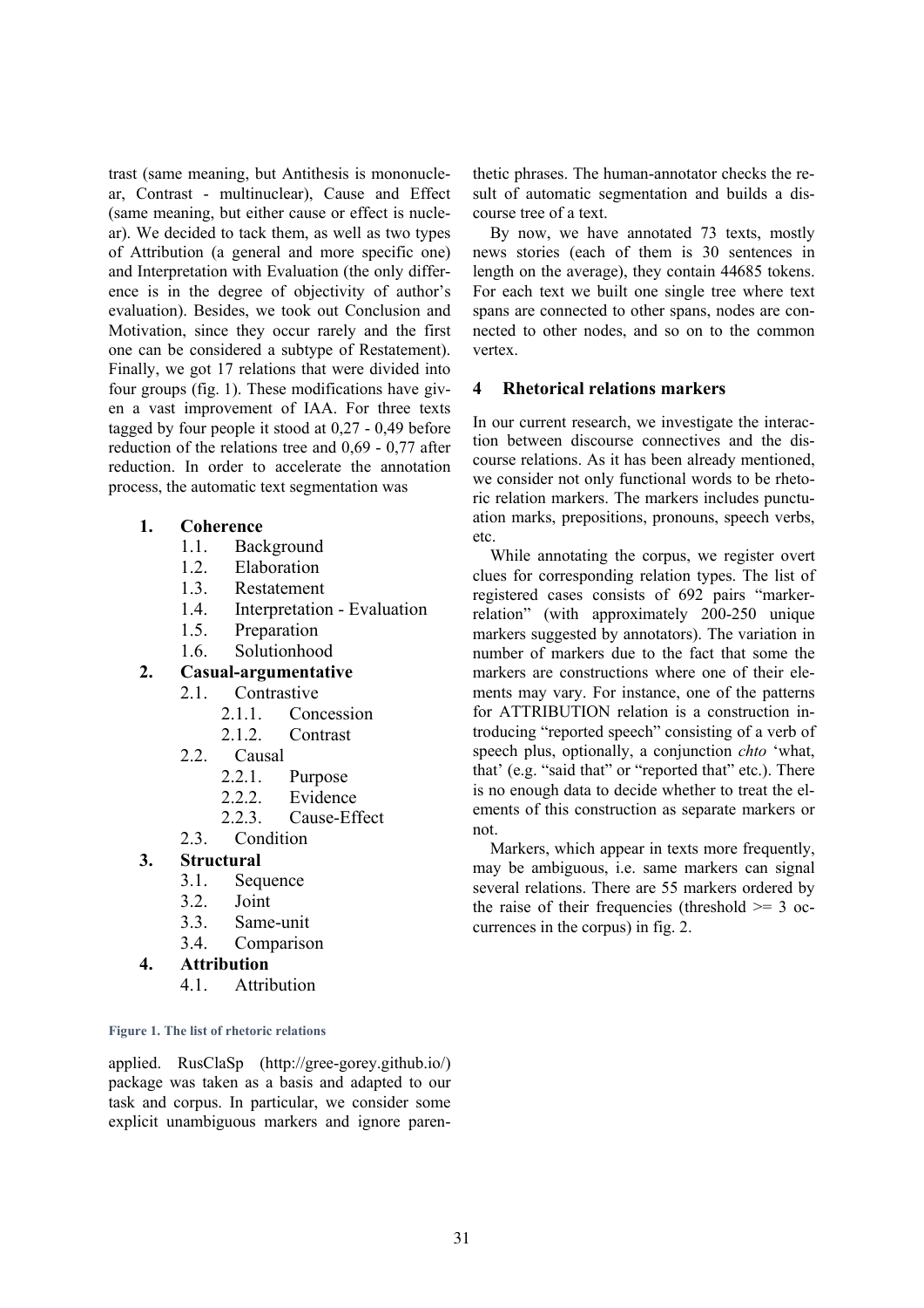trast (same meaning, but Antithesis is mononuclear, Contrast - multinuclear), Cause and Effect (same meaning, but either cause or effect is nuclear). We decided to tack them, as well as two types of Attribution (a general and more specific one) and Interpretation with Evaluation (the only difference is in the degree of objectivity of author's evaluation). Besides, we took out Conclusion and Motivation, since they occur rarely and the first one can be considered a subtype of Restatement). Finally, we got 17 relations that were divided into four groups (fig. 1). These modifications have given a vast improvement of IAA. For three texts tagged by four people it stood at 0,27 - 0,49 before reduction of the relations tree and 0,69 - 0,77 after reduction. In order to accelerate the annotation process, the automatic text segmentation was

1. **Coherence**
   - 1.1. Background
   - 1.2. Elaboration
   - 1.3. Restatement
   - 1.4. Interpretation - Evaluation
   - 1.5. Preparation
   - 1.6. Solutionhood
2. **Casual-argumentative**
   - 2.1. Contrastive
     - 2.1.1. Concession
     - 2.1.2. Contrast
   - 2.2. Causal
     - 2.2.1. Purpose
     - 2.2.2. Evidence
     - 2.2.3. Cause-Effect
   - 2.3. Condition
3. **Structural**
   - 3.1. Sequence
   - 3.2. Joint
   - 3.3. Same-unit
   - 3.4. Comparison
4. **Attribution**
   - 4.1. Attribution

**Figure 1. The list of rhetoric relations**

applied. RusClaSp (http://gree-gorey.github.io/) package was taken as a basis and adapted to our task and corpus. In particular, we consider some explicit unambiguous markers and ignore parenthetic phrases. The human-annotator checks the result of automatic segmentation and builds a discourse tree of a text.

By now, we have annotated 73 texts, mostly news stories (each of them is 30 sentences in length on the average), they contain 44685 tokens. For each text we built one single tree where text spans are connected to other spans, nodes are connected to other nodes, and so on to the common vertex.

## 4 Rhetorical relations markers

In our current research, we investigate the interaction between discourse connectives and the discourse relations. As it has been already mentioned, we consider not only functional words to be rhetoric relation markers. The markers includes punctuation marks, prepositions, pronouns, speech verbs, etc.

While annotating the corpus, we register overt clues for corresponding relation types. The list of registered cases consists of 692 pairs "marker-relation" (with approximately 200-250 unique markers suggested by annotators). The variation in number of markers due to the fact that some the markers are constructions where one of their elements may vary. For instance, one of the patterns for ATTRIBUTION relation is a construction introducing "reported speech" consisting of a verb of speech plus, optionally, a conjunction *chto* 'what, that' (e.g. "said that" or "reported that" etc.). There is no enough data to decide whether to treat the elements of this construction as separate markers or not.

Markers, which appear in texts more frequently, may be ambiguous, i.e. same markers can signal several relations. There are 55 markers ordered by the raise of their frequencies (threshold >= 3 occurrences in the corpus) in fig. 2.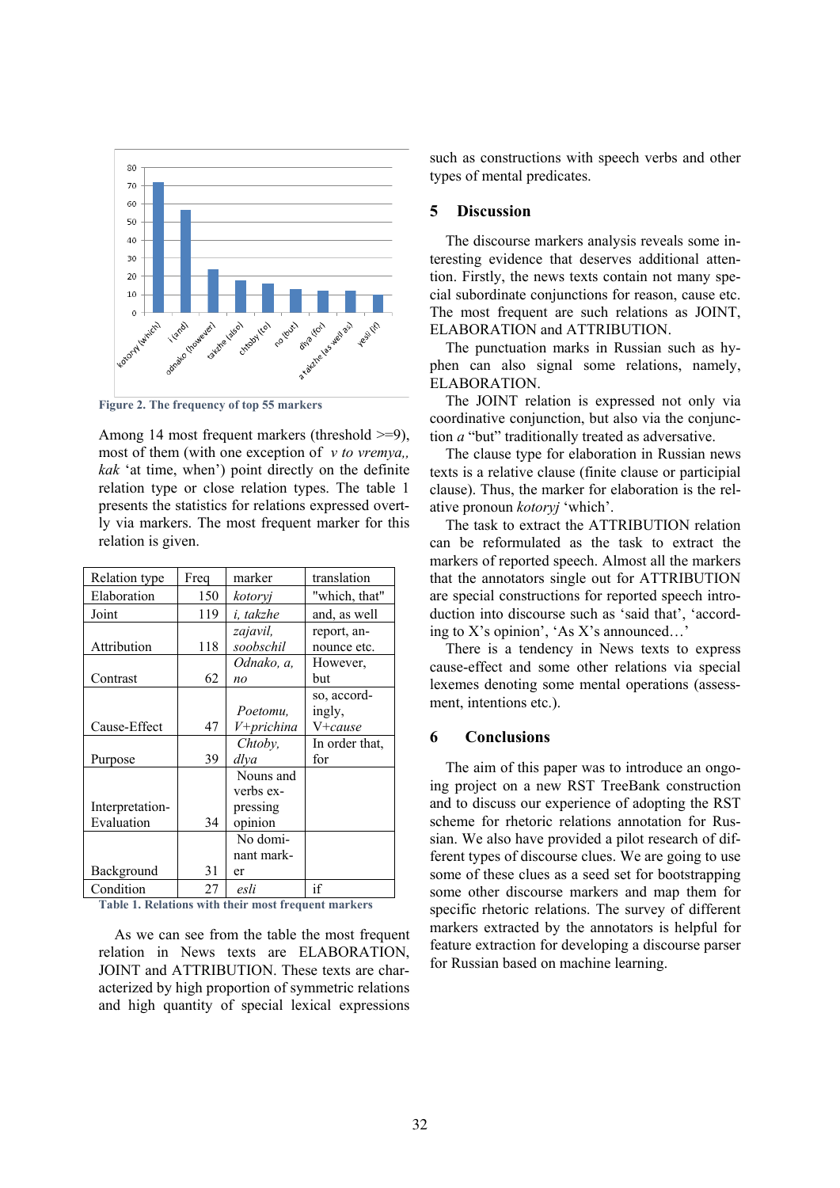Figure 2. The frequency of top 55 markers

Among 14 most frequent markers (threshold >=9), most of them (with one exception of *v to vremya,, kak* 'at time, when') point directly on the definite relation type or close relation types. The table 1 presents the statistics for relations expressed overtly via markers. The most frequent marker for this relation is given.

| Relation type | Freq | marker | translation |
|---|---|---|---|
| Elaboration | 150 | *kotoryj* | "which, that" |
| Joint | 119 | *i, takzhe* | and, as well |
| Attribution | 118 | *zajavil, soobschil* | report, announce etc. |
| Contrast | 62 | *Odnako, a, no* | However, but |
| Cause-Effect | 47 | *Poetomu, V+prichina* | so, accordingly, V+*cause* |
| Purpose | 39 | *Chtoby, dlya* | In order that, for |
| Interpretation-Evaluation | 34 | Nouns and verbs expressing opinion | |
| Background | 31 | No dominant marker | |
| Condition | 27 | *esli* | if |

Table 1. Relations with their most frequent markers

As we can see from the table the most frequent relation in News texts are ELABORATION, JOINT and ATTRIBUTION. These texts are characterized by high proportion of symmetric relations and high quantity of special lexical expressions such as constructions with speech verbs and other types of mental predicates.

## 5 Discussion

The discourse markers analysis reveals some interesting evidence that deserves additional attention. Firstly, the news texts contain not many special subordinate conjunctions for reason, cause etc. The most frequent are such relations as JOINT, ELABORATION and ATTRIBUTION.

The punctuation marks in Russian such as hyphen can also signal some relations, namely, ELABORATION.

The JOINT relation is expressed not only via coordinative conjunction, but also via the conjunction *a* "but" traditionally treated as adversative.

The clause type for elaboration in Russian news texts is a relative clause (finite clause or participial clause). Thus, the marker for elaboration is the relative pronoun *kotoryj* 'which'.

The task to extract the ATTRIBUTION relation can be reformulated as the task to extract the markers of reported speech. Almost all the markers that the annotators single out for ATTRIBUTION are special constructions for reported speech introduction into discourse such as 'said that', 'according to X's opinion', 'As X's announced…'

There is a tendency in News texts to express cause-effect and some other relations via special lexemes denoting some mental operations (assessment, intentions etc.).

## 6 Conclusions

The aim of this paper was to introduce an ongoing project on a new RST TreeBank construction and to discuss our experience of adopting the RST scheme for rhetoric relations annotation for Russian. We also have provided a pilot research of different types of discourse clues. We are going to use some of these clues as a seed set for bootstrapping some other discourse markers and map them for specific rhetoric relations. The survey of different markers extracted by the annotators is helpful for feature extraction for developing a discourse parser for Russian based on machine learning.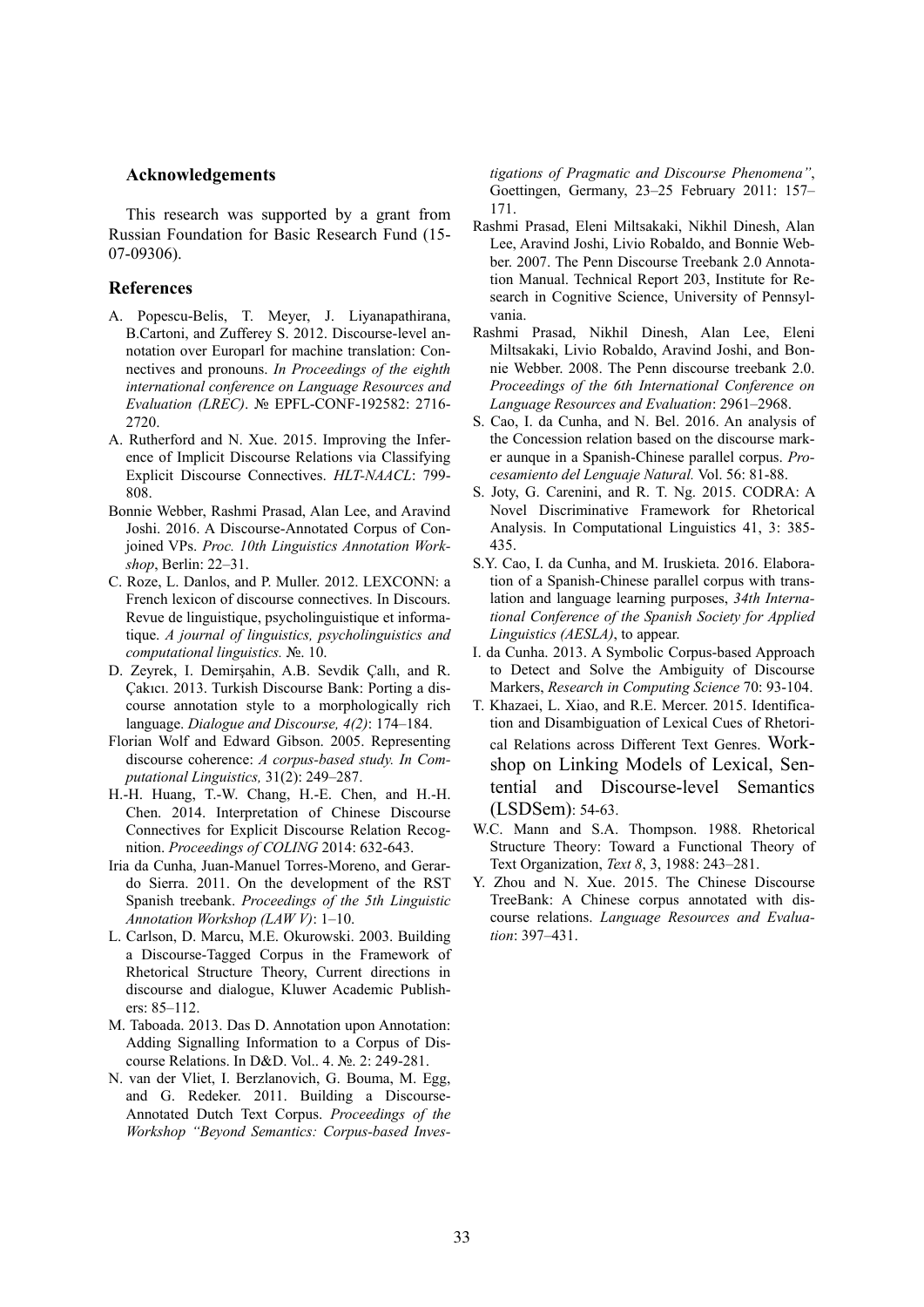## Acknowledgements

This research was supported by a grant from Russian Foundation for Basic Research Fund (15-07-09306).

## References

A. Popescu-Belis, T. Meyer, J. Liyanapathirana, B.Cartoni, and Zufferey S. 2012. Discourse-level annotation over Europarl for machine translation: Connectives and pronouns. *In Proceedings of the eighth international conference on Language Resources and Evaluation (LREC)*. № EPFL-CONF-192582: 2716-2720.

A. Rutherford and N. Xue. 2015. Improving the Inference of Implicit Discourse Relations via Classifying Explicit Discourse Connectives. *HLT-NAACL*: 799-808.

Bonnie Webber, Rashmi Prasad, Alan Lee, and Aravind Joshi. 2016. A Discourse-Annotated Corpus of Conjoined VPs. *Proc. 10th Linguistics Annotation Workshop*, Berlin: 22–31.

C. Roze, L. Danlos, and P. Muller. 2012. LEXCONN: a French lexicon of discourse connectives. In Discours. Revue de linguistique, psycholinguistique et informatique. *A journal of linguistics, psycholinguistics and computational linguistics.* №. 10.

D. Zeyrek, I. Demirşahin, A.B. Sevdik Çallı, and R. Çakıcı. 2013. Turkish Discourse Bank: Porting a discourse annotation style to a morphologically rich language. *Dialogue and Discourse, 4(2)*: 174–184.

Florian Wolf and Edward Gibson. 2005. Representing discourse coherence: *A corpus-based study. In Computational Linguistics,* 31(2): 249–287.

H.-H. Huang, T.-W. Chang, H.-E. Chen, and H.-H. Chen. 2014. Interpretation of Chinese Discourse Connectives for Explicit Discourse Relation Recognition. *Proceedings of COLING* 2014: 632-643.

Iria da Cunha, Juan-Manuel Torres-Moreno, and Gerardo Sierra. 2011. On the development of the RST Spanish treebank. *Proceedings of the 5th Linguistic Annotation Workshop (LAW V)*: 1–10.

L. Carlson, D. Marcu, M.E. Okurowski. 2003. Building a Discourse-Tagged Corpus in the Framework of Rhetorical Structure Theory, Current directions in discourse and dialogue, Kluwer Academic Publishers: 85–112.

M. Taboada. 2013. Das D. Annotation upon Annotation: Adding Signalling Information to a Corpus of Discourse Relations. In D&D. Vol.. 4. №. 2: 249-281.

N. van der Vliet, I. Berzlanovich, G. Bouma, M. Egg, and G. Redeker. 2011. Building a Discourse-Annotated Dutch Text Corpus. *Proceedings of the Workshop "Beyond Semantics: Corpus-based Investigations of Pragmatic and Discourse Phenomena"*, Goettingen, Germany, 23–25 February 2011: 157–171.

Rashmi Prasad, Eleni Miltsakaki, Nikhil Dinesh, Alan Lee, Aravind Joshi, Livio Robaldo, and Bonnie Webber. 2007. The Penn Discourse Treebank 2.0 Annotation Manual. Technical Report 203, Institute for Research in Cognitive Science, University of Pennsylvania.

Rashmi Prasad, Nikhil Dinesh, Alan Lee, Eleni Miltsakaki, Livio Robaldo, Aravind Joshi, and Bonnie Webber. 2008. The Penn discourse treebank 2.0. *Proceedings of the 6th International Conference on Language Resources and Evaluation*: 2961–2968.

S. Cao, I. da Cunha, and N. Bel. 2016. An analysis of the Concession relation based on the discourse marker aunque in a Spanish-Chinese parallel corpus. *Procesamiento del Lenguaje Natural.* Vol. 56: 81-88.

S. Joty, G. Carenini, and R. T. Ng. 2015. CODRA: A Novel Discriminative Framework for Rhetorical Analysis. In Computational Linguistics 41, 3: 385-435.

S.Y. Cao, I. da Cunha, and M. Iruskieta. 2016. Elaboration of a Spanish-Chinese parallel corpus with translation and language learning purposes, *34th International Conference of the Spanish Society for Applied Linguistics (AESLA)*, to appear.

I. da Cunha. 2013. A Symbolic Corpus-based Approach to Detect and Solve the Ambiguity of Discourse Markers, *Research in Computing Science* 70: 93-104.

T. Khazaei, L. Xiao, and R.E. Mercer. 2015. Identification and Disambiguation of Lexical Cues of Rhetorical Relations across Different Text Genres. Workshop on Linking Models of Lexical, Sentential and Discourse-level Semantics (LSDSem): 54-63.

W.C. Mann and S.A. Thompson. 1988. Rhetorical Structure Theory: Toward a Functional Theory of Text Organization, *Text 8*, 3, 1988: 243–281.

Y. Zhou and N. Xue. 2015. The Chinese Discourse TreeBank: A Chinese corpus annotated with discourse relations. *Language Resources and Evaluation*: 397–431.